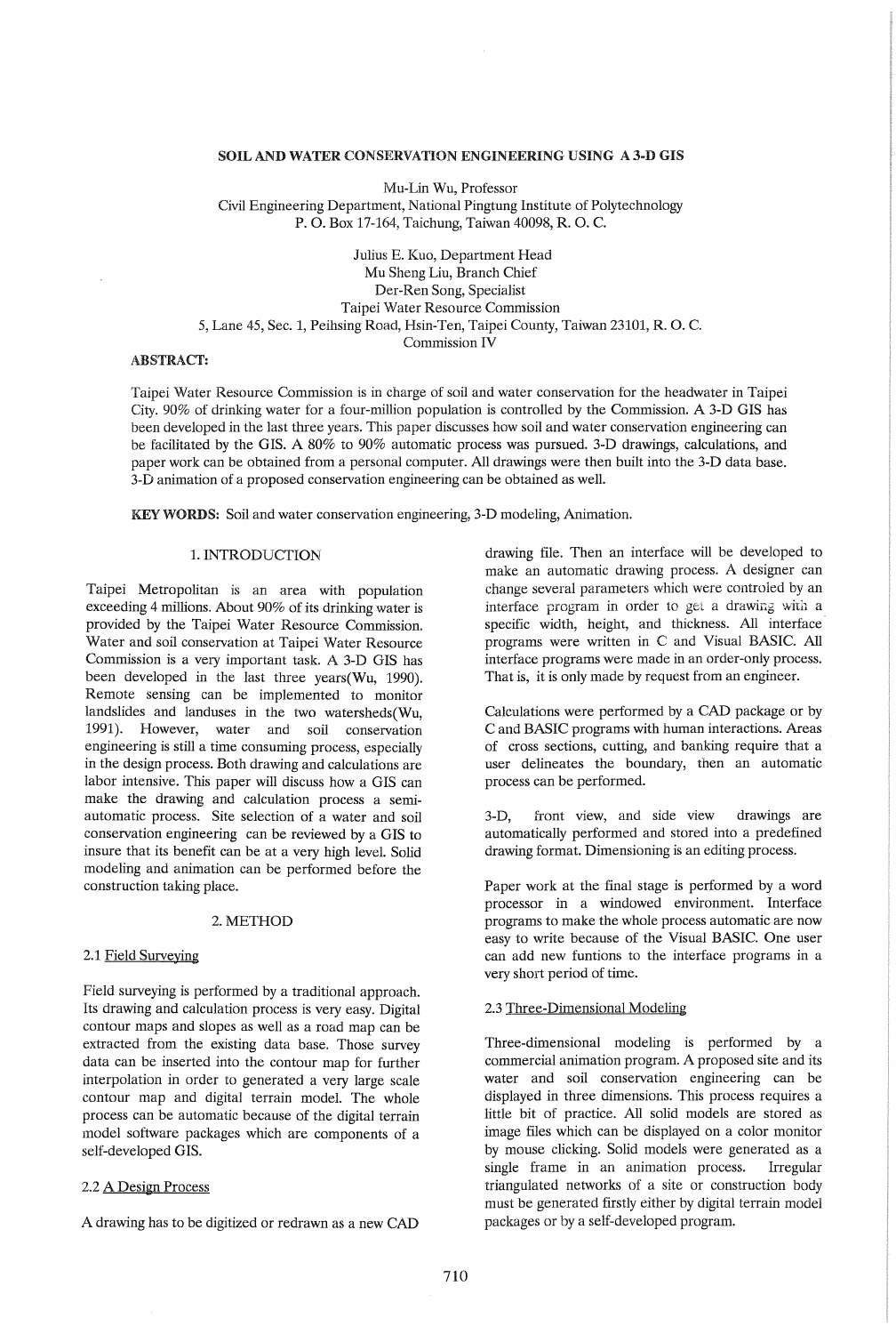# SOIL AND WATER CONSERVATION ENGINEERING USING A 3-D GIS

Mu-Lin Wu, Professor
Civil Engineering Department, National Pingtung Institute of Polytechnology
P. O. Box 17-164, Taichung, Taiwan 40098, R. O. C.

Julius E. Kuo, Department Head
Mu Sheng Liu, Branch Chief
Der-Ren Song, Specialist
Taipei Water Resource Commission
5, Lane 45, Sec. 1, Peihsing Road, Hsin-Ten, Taipei County, Taiwan 23101, R. O. C.
Commission IV

**ABSTRACT:**

Taipei Water Resource Commission is in charge of soil and water conservation for the headwater in Taipei City. 90% of drinking water for a four-million population is controlled by the Commission. A 3-D GIS has been developed in the last three years. This paper discusses how soil and water conservation engineering can be facilitated by the GIS. A 80% to 90% automatic process was pursued. 3-D drawings, calculations, and paper work can be obtained from a personal computer. All drawings were then built into the 3-D data base. 3-D animation of a proposed conservation engineering can be obtained as well.

**KEY WORDS:** Soil and water conservation engineering, 3-D modeling, Animation.

## 1. INTRODUCTION

Taipei Metropolitan is an area with population exceeding 4 millions. About 90% of its drinking water is provided by the Taipei Water Resource Commission. Water and soil conservation at Taipei Water Resource Commission is a very important task. A 3-D GIS has been developed in the last three years(Wu, 1990). Remote sensing can be implemented to monitor landslides and landuses in the two watersheds(Wu, 1991). However, water and soil conservation engineering is still a time consuming process, especially in the design process. Both drawing and calculations are labor intensive. This paper will discuss how a GIS can make the drawing and calculation process a semi-automatic process. Site selection of a water and soil conservation engineering can be reviewed by a GIS to insure that its benefit can be at a very high level. Solid modeling and animation can be performed before the construction taking place.

## 2. METHOD

### 2.1 Field Surveying

Field surveying is performed by a traditional approach. Its drawing and calculation process is very easy. Digital contour maps and slopes as well as a road map can be extracted from the existing data base. Those survey data can be inserted into the contour map for further interpolation in order to generated a very large scale contour map and digital terrain model. The whole process can be automatic because of the digital terrain model software packages which are components of a self-developed GIS.

### 2.2 A Design Process

A drawing has to be digitized or redrawn as a new CAD drawing file. Then an interface will be developed to make an automatic drawing process. A designer can change several parameters which were controled by an interface program in order to get a drawing with a specific width, height, and thickness. All interface programs were written in C and Visual BASIC. All interface programs were made in an order-only process. That is, it is only made by request from an engineer.

Calculations were performed by a CAD package or by C and BASIC programs with human interactions. Areas of cross sections, cutting, and banking require that a user delineates the boundary, then an automatic process can be performed.

3-D, front view, and side view drawings are automatically performed and stored into a predefined drawing format. Dimensioning is an editing process.

Paper work at the final stage is performed by a word processor in a windowed environment. Interface programs to make the whole process automatic are now easy to write because of the Visual BASIC. One user can add new funtions to the interface programs in a very short period of time.

### 2.3 Three-Dimensional Modeling

Three-dimensional modeling is performed by a commercial animation program. A proposed site and its water and soil conservation engineering can be displayed in three dimensions. This process requires a little bit of practice. All solid models are stored as image files which can be displayed on a color monitor by mouse clicking. Solid models were generated as a single frame in an animation process. Irregular triangulated networks of a site or construction body must be generated firstly either by digital terrain model packages or by a self-developed program.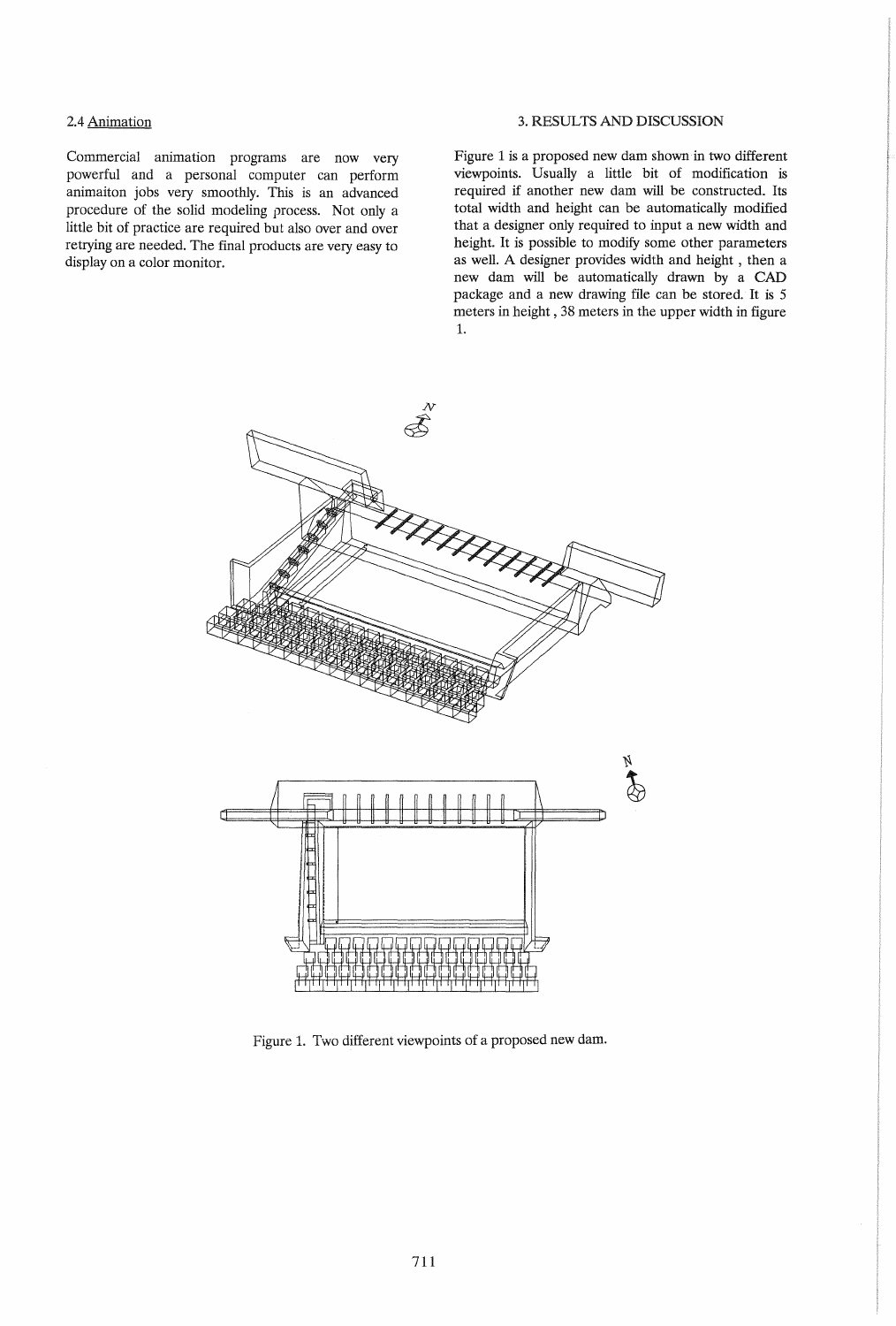### 2.4 Animation

Commercial animation programs are now very powerful and a personal computer can perform animaiton jobs very smoothly. This is an advanced procedure of the solid modeling process. Not only a little bit of practice are required but also over and over retrying are needed. The final products are very easy to display on a color monitor.

## 3. RESULTS AND DISCUSSION

Figure 1 is a proposed new dam shown in two different viewpoints. Usually a little bit of modification is required if another new dam will be constructed. Its total width and height can be automatically modified that a designer only required to input a new width and height. It is possible to modify some other parameters as well. A designer provides width and height , then a new dam will be automatically drawn by a CAD package and a new drawing file can be stored. It is 5 meters in height , 38 meters in the upper width in figure 1.

Figure 1. Two different viewpoints of a proposed new dam.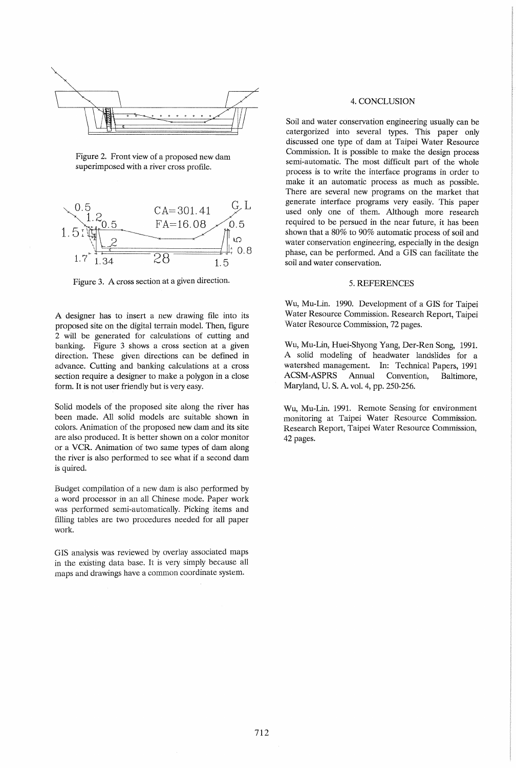Figure 2. Front view of a proposed new dam superimposed with a river cross profile.

0.5
1.2
0.5
1.5
2
1.7
1.34
CA=301.41
FA=16.08
28
G.L
0.5
5
0.8
1.5

Figure 3. A cross section at a given direction.

A designer has to insert a new drawing file into its proposed site on the digital terrain model. Then, figure 2 will be generated for calculations of cutting and banking. Figure 3 shows a cross section at a given direction. These given directions can be defined in advance. Cutting and banking calculations at a cross section require a designer to make a polygon in a close form. It is not user friendly but is very easy.

Solid models of the proposed site along the river has been made. All solid models are suitable shown in colors. Animation of the proposed new dam and its site are also produced. It is better shown on a color monitor or a VCR. Animation of two same types of dam along the river is also performed to see what if a second dam is quired.

Budget compilation of a new dam is also performed by a word processor in an all Chinese mode. Paper work was performed semi-automatically. Picking items and filling tables are two procedures needed for all paper work.

GIS analysis was reviewed by overlay associated maps in the existing data base. It is very simply because all maps and drawings have a common coordinate system.

## 4. CONCLUSION

Soil and water conservation engineering usually can be catergorized into several types. This paper only discussed one type of dam at Taipei Water Resource Commission. It is possible to make the design process semi-automatic. The most difficult part of the whole process is to write the interface programs in order to make it an automatic process as much as possible. There are several new programs on the market that generate interface programs very easily. This paper used only one of them. Although more research required to be persued in the near future, it has been shown that a 80% to 90% automatic process of soil and water conservation engineering, especially in the design phase, can be performed. And a GIS can facilitate the soil and water conservation.

## 5. REFERENCES

Wu, Mu-Lin. 1990. Development of a GIS for Taipei Water Resource Commission. Research Report, Taipei Water Resource Commission, 72 pages.

Wu, Mu-Lin, Huei-Shyong Yang, Der-Ren Song, 1991. A solid modeling of headwater landslides for a watershed management. In: Technical Papers, 1991 ACSM-ASPRS Annual Convention, Baltimore, Maryland, U. S. A. vol. 4, pp. 250-256.

Wu, Mu-Lin. 1991. Remote Sensing for environment monitoring at Taipei Water Resource Commission. Research Report, Taipei Water Resource Commission, 42 pages.